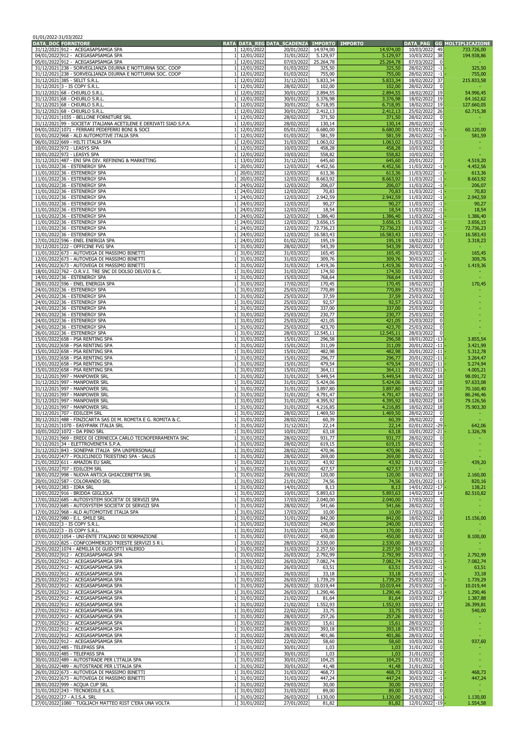01/01/2022-31/03/2022

| DATA_DOC | FORNITORE | RATA | DATA_REG | DATA_SCADENZA | IMPORTO | IMPORTO | DATA_PAG | GG | MOLTIPLICAZIONE |
|---|---|---|---|---|---|---|---|---|---|
| 31/12/2021 | 912 - ACEGASAPSAMGA SPA | 1 | 12/01/2022 | 20/01/2022 | 14.974,00 | 14.974,00 | 10/03/2022 | 49 | 733.726,00 |
| 04/01/2022 | 912 - ACEGASAPSAMGA SPA | 1 | 12/01/2022 | 31/01/2022 | 5.129,97 | 5.129,97 | 10/03/2022 | 38 | 194.938,86 |
| 05/01/2022 | 912 - ACEGASAPSAMGA SPA | 1 | 12/01/2022 | 07/03/2022 | 25.264,78 | 25.264,78 | 07/03/2022 | 0 | - |
| 31/12/2021 | 238 - SORVEGLIANZA DIURNA E NOTTURNA SOC. COOP | 1 | 12/01/2022 | 01/03/2022 | 325,50 | 325,50 | 28/02/2022 | -1 | - 325,50 |
| 31/12/2021 | 238 - SORVEGLIANZA DIURNA E NOTTURNA SOC. COOP | 1 | 12/01/2022 | 01/03/2022 | 755,00 | 755,00 | 28/02/2022 | -1 | - 755,00 |
| 31/12/2021 | 385 - SELIT S.R.L. | 1 | 12/01/2022 | 31/12/2021 | 5.833,34 | 5.833,34 | 18/02/2022 | 37 | 215.833,58 |
| 31/12/2021 | 3 - IS COPY S.R.L. | 1 | 12/01/2022 | 28/02/2022 | 102,00 | 102,00 | 28/02/2022 | 0 | - |
| 31/12/2021 | 68 - CHIURLO S.R.L. | 1 | 12/01/2022 | 30/01/2022 | 2.894,55 | 2.894,55 | 18/02/2022 | 19 | 54.996,45 |
| 31/12/2021 | 68 - CHIURLO S.R.L. | 1 | 12/01/2022 | 30/01/2022 | 3.376,98 | 3.376,98 | 18/02/2022 | 19 | 64.162,62 |
| 31/12/2021 | 68 - CHIURLO S.R.L. | 1 | 12/01/2022 | 30/01/2022 | 6.718,95 | 6.718,95 | 18/02/2022 | 19 | 127.660,05 |
| 31/12/2021 | 68 - CHIURLO S.R.L. | 1 | 12/01/2022 | 30/01/2022 | 2.412,13 | 2.412,13 | 25/02/2022 | 26 | 62.715,38 |
| 31/12/2021 | 1035 - BELLONE FORNITURE SRL | 1 | 12/01/2022 | 28/02/2022 | 371,50 | 371,50 | 28/02/2022 | 0 | - |
| 31/12/2021 | 99 - SOCIETA' ITALIANA ACETILENE E DERIVATI SIAD S.P.A. | 1 | 12/01/2022 | 28/02/2022 | 130,14 | 130,14 | 28/02/2022 | 0 | - |
| 04/01/2022 | 1071 - FERRARI PEDEFERRI BONI & SOCI | 1 | 12/01/2022 | 05/01/2022 | 6.680,00 | 6.680,00 | 03/01/2022 | -9 | 60.120,00 |
| 01/01/2022 | 968 - ALD AUTOMOTIVE ITALIA SPA | 1 | 12/01/2022 | 01/03/2022 | 581,59 | 581,59 | 28/02/2022 | -1 | - 581,59 |
| 06/01/2022 | 669 - HILTI ITALIA SPA | 1 | 12/01/2022 | 31/03/2022 | 1.063,02 | 1.063,02 | 31/03/2022 | 0 | - |
| 10/01/2022 | 972 - LEASYS SPA | 1 | 12/01/2022 | 10/03/2022 | 458,28 | 458,28 | 10/03/2022 | 0 | - |
| 10/01/2022 | 972 - LEASYS SPA | 1 | 12/01/2022 | 10/03/2022 | 558,82 | 558,82 | 10/03/2022 | 0 | - |
| 31/12/2021 | 487 - ENI SPA DIV. REFINING & MARKETING | 1 | 13/01/2022 | 31/12/2021 | 645,60 | 645,60 | 20/01/2022 | 7 | 4.519,20 |
| 11/01/2022 | 36 - ESTENERGY SPA | 1 | 20/01/2022 | 12/03/2022 | 4.452,56 | 4.452,56 | 11/03/2022 | -1 | - 4.452,56 |
| 11/01/2022 | 36 - ESTENERGY SPA | 1 | 20/01/2022 | 12/03/2022 | 613,36 | 613,36 | 11/03/2022 | -1 | - 613,36 |
| 11/01/2022 | 36 - ESTENERGY SPA | 1 | 20/01/2022 | 12/03/2022 | 8.663,92 | 8.663,92 | 11/03/2022 | -1 | - 8.663,92 |
| 11/01/2022 | 36 - ESTENERGY SPA | 1 | 24/01/2022 | 12/03/2022 | 206,07 | 206,07 | 11/03/2022 | -1 | - 206,07 |
| 11/01/2022 | 36 - ESTENERGY SPA | 1 | 24/01/2022 | 12/03/2022 | 70,83 | 70,83 | 11/03/2022 | -1 | - 70,83 |
| 11/01/2022 | 36 - ESTENERGY SPA | 1 | 24/01/2022 | 12/03/2022 | 2.942,59 | 2.942,59 | 11/03/2022 | -1 | - 2.942,59 |
| 11/01/2022 | 36 - ESTENERGY SPA | 1 | 24/01/2022 | 12/03/2022 | 90,27 | 90,27 | 11/03/2022 | -1 | - 90,27 |
| 11/01/2022 | 36 - ESTENERGY SPA | 1 | 24/01/2022 | 12/03/2022 | 18,54 | 18,54 | 11/03/2022 | -1 | - 18,54 |
| 11/01/2022 | 36 - ESTENERGY SPA | 1 | 24/01/2022 | 12/03/2022 | 1.386,40 | 1.386,40 | 11/03/2022 | -1 | - 1.386,40 |
| 11/01/2022 | 36 - ESTENERGY SPA | 1 | 24/01/2022 | 12/03/2022 | 3.656,15 | 3.656,15 | 11/03/2022 | -1 | - 3.656,15 |
| 11/01/2022 | 36 - ESTENERGY SPA | 1 | 24/01/2022 | 12/03/2022 | 72.736,23 | 72.736,23 | 11/03/2022 | -1 | - 72.736,23 |
| 11/01/2022 | 36 - ESTENERGY SPA | 1 | 24/01/2022 | 12/03/2022 | 16.583,43 | 16.583,43 | 11/03/2022 | -1 | - 16.583,43 |
| 17/01/2022 | 596 - ENEL ENERGIA SPA | 1 | 24/01/2022 | 01/02/2022 | 195,19 | 195,19 | 18/02/2022 | 17 | 3.318,23 |
| 31/12/2021 | 222 - OFFICINE FVG SPA | 1 | 31/01/2022 | 28/02/2022 | 543,39 | 543,39 | 28/02/2022 | 0 | - |
| 11/01/2022 | 673 - AUTOVEGA DI MASSIMO BINETTI | 1 | 31/01/2022 | 31/03/2022 | 165,45 | 165,45 | 30/03/2022 | -1 | - 165,45 |
| 12/01/2022 | 673 - AUTOVEGA DI MASSIMO BINETTI | 1 | 31/01/2022 | 31/03/2022 | 309,76 | 309,76 | 30/03/2022 | -1 | - 309,76 |
| 14/01/2022 | 673 - AUTOVEGA DI MASSIMO BINETTI | 1 | 31/01/2022 | 31/03/2022 | 1.419,36 | 1.419,36 | 30/03/2022 | -1 | - 1.419,36 |
| 18/01/2022 | 762 - O.R.V.I. TRE SNC DI DOLSO DELVIO & C. | 1 | 31/01/2022 | 31/03/2022 | 174,50 | 174,50 | 31/03/2022 | 0 | - |
| 14/01/2022 | 36 - ESTENERGY SPA | 1 | 31/01/2022 | 15/03/2022 | 768,64 | 768,64 | 15/03/2022 | 0 | - |
| 28/01/2022 | 596 - ENEL ENERGIA SPA | 1 | 31/01/2022 | 17/02/2022 | 170,45 | 170,45 | 18/02/2022 | 1 | 170,45 |
| 24/01/2022 | 36 - ESTENERGY SPA | 1 | 31/01/2022 | 25/03/2022 | 770,89 | 770,89 | 25/03/2022 | 0 | - |
| 24/01/2022 | 36 - ESTENERGY SPA | 1 | 31/01/2022 | 25/03/2022 | 37,59 | 37,59 | 25/03/2022 | 0 | - |
| 24/01/2022 | 36 - ESTENERGY SPA | 1 | 31/01/2022 | 25/03/2022 | 92,57 | 92,57 | 25/03/2022 | 0 | - |
| 24/01/2022 | 36 - ESTENERGY SPA | 1 | 31/01/2022 | 25/03/2022 | 337,00 | 337,00 | 25/03/2022 | 0 | - |
| 24/01/2022 | 36 - ESTENERGY SPA | 1 | 31/01/2022 | 25/03/2022 | 230,77 | 230,77 | 25/03/2022 | 0 | - |
| 24/01/2022 | 36 - ESTENERGY SPA | 1 | 31/01/2022 | 25/03/2022 | 421,05 | 421,05 | 25/03/2022 | 0 | - |
| 24/01/2022 | 36 - ESTENERGY SPA | 1 | 31/01/2022 | 25/03/2022 | 423,70 | 423,70 | 25/03/2022 | 0 | - |
| 26/01/2022 | 36 - ESTENERGY SPA | 1 | 31/01/2022 | 28/03/2022 | 12.545,11 | 12.545,11 | 28/03/2022 | 0 | - |
| 15/01/2022 | 658 - PSA RENTING SPA | 1 | 31/01/2022 | 15/01/2022 | 296,58 | 296,58 | 18/01/2022 | -13 | - 3.855,54 |
| 15/01/2022 | 658 - PSA RENTING SPA | 1 | 31/01/2022 | 15/01/2022 | 311,09 | 311,09 | 20/01/2022 | -11 | - 3.421,99 |
| 15/01/2022 | 658 - PSA RENTING SPA | 1 | 31/01/2022 | 15/01/2022 | 482,98 | 482,98 | 20/01/2022 | -11 | - 5.312,78 |
| 15/01/2022 | 658 - PSA RENTING SPA | 1 | 31/01/2022 | 15/01/2022 | 296,77 | 296,77 | 20/01/2022 | -11 | - 3.264,47 |
| 15/01/2022 | 658 - PSA RENTING SPA | 1 | 31/01/2022 | 15/01/2022 | 479,54 | 479,54 | 20/01/2022 | -11 | - 5.274,94 |
| 15/01/2022 | 658 - PSA RENTING SPA | 1 | 31/01/2022 | 15/01/2022 | 364,11 | 364,11 | 20/01/2022 | -11 | - 4.005,21 |
| 31/12/2021 | 997 - MANPOWER SRL | 1 | 31/01/2022 | 31/01/2022 | 5.449,54 | 5.449,54 | 18/02/2022 | 18 | 98.091,72 |
| 31/12/2021 | 997 - MANPOWER SRL | 1 | 31/01/2022 | 31/01/2022 | 5.424,06 | 5.424,06 | 18/02/2022 | 18 | 97.633,08 |
| 31/12/2021 | 997 - MANPOWER SRL | 1 | 31/01/2022 | 31/01/2022 | 3.897,80 | 3.897,80 | 18/02/2022 | 18 | 70.160,40 |
| 31/12/2021 | 997 - MANPOWER SRL | 1 | 31/01/2022 | 31/01/2022 | 4.791,47 | 4.791,47 | 18/02/2022 | 18 | 86.246,46 |
| 31/12/2021 | 997 - MANPOWER SRL | 1 | 31/01/2022 | 31/01/2022 | 4.395,92 | 4.395,92 | 18/02/2022 | 18 | 79.126,56 |
| 31/12/2021 | 997 - MANPOWER SRL | 1 | 31/01/2022 | 31/01/2022 | 4.216,85 | 4.216,85 | 18/02/2022 | 18 | 75.903,30 |
| 31/12/2021 | 707 - EDILCEM SRL | 1 | 31/01/2022 | 28/02/2022 | 1.469,50 | 1.469,50 | 28/02/2022 | 0 | - |
| 30/12/2021 | 488 - FINZICARTA SAS DI M. ROMITA E G. ROMITA & C. | 1 | 31/01/2022 | 28/02/2022 | 60,39 | 60,39 | 28/02/2022 | 0 | - |
| 31/12/2021 | 1070 - EASYPARK ITALIA SRL | 1 | 31/01/2022 | 31/12/2021 | 22,14 | 22,14 | 02/01/2022 | -29 | - 642,06 |
| 10/01/2022 | 1072 - DA PINO SRL | 1 | 31/01/2022 | 10/01/2022 | 63,18 | 63,18 | 10/01/2022 | -21 | - 1.326,78 |
| 31/12/2021 | 969 - EREDI DI CERNECCA CARLO TECNOFERRAMENTA SNC | 1 | 31/01/2022 | 28/02/2022 | 931,77 | 931,77 | 28/02/2022 | 0 | - |
| 31/12/2021 | 34 - ELETTROVENETA S.P.A. | 1 | 31/01/2022 | 28/02/2022 | 619,15 | 619,15 | 28/02/2022 | 0 | - |
| 31/12/2021 | 843 - SONEPAR ITALIA SPA UNIPERSONALE | 1 | 31/01/2022 | 28/02/2022 | 470,96 | 470,96 | 28/02/2022 | 0 | - |
| 21/01/2022 | 477 - POLICLINICO TRIESTINO SPA - SALUS | 1 | 31/01/2022 | 28/02/2022 | 269,00 | 269,00 | 28/02/2022 | 0 | - |
| 21/01/2022 | 611 - AMAZON EU SARL | 1 | 31/01/2022 | 21/01/2022 | 43,92 | 43,92 | 21/01/2022 | -10 | - 439,20 |
| 15/01/2022 | 707 - EDILCEM SRL | 1 | 31/01/2022 | 31/03/2022 | 427,57 | 427,57 | 31/03/2022 | 0 | - |
| 18/01/2022 | 998 - NUOVA ANTICA GHIACCERETTA SRL | 1 | 31/01/2022 | 29/01/2022 | 120,00 | 120,00 | 18/02/2022 | 18 | 2.160,00 |
| 20/01/2022 | 587 - COLORANDO SRL | 1 | 31/01/2022 | 21/01/2022 | 74,56 | 74,56 | 20/01/2022 | -11 | - 820,16 |
| 14/01/2022 | 383 - IDRA SRL | 1 | 31/01/2022 | 14/01/2022 | 8,13 | 8,13 | 14/01/2022 | -17 | - 138,21 |
| 10/01/2022 | 916 - BRIDDA GIGLIOLA | 1 | 31/01/2022 | 10/01/2022 | 5.893,63 | 5.893,63 | 14/02/2022 | 14 | 82.510,82 |
| 17/01/2022 | 685 - AUTOSYSTEM SOCIETA' DI SERVIZI SPA | 1 | 31/01/2022 | 17/03/2022 | 2.040,00 | 2.040,00 | 17/03/2022 | 0 | - |
| 17/01/2022 | 685 - AUTOSYSTEM SOCIETA' DI SERVIZI SPA | 1 | 31/01/2022 | 28/02/2022 | 541,66 | 541,66 | 28/02/2022 | 0 | - |
| 17/01/2022 | 968 - ALD AUTOMOTIVE ITALIA SPA | 1 | 31/01/2022 | 17/03/2022 | 10,00 | 10,00 | 17/03/2022 | 0 | - |
| 12/01/2022 | 980 - E.L. SMILE SRL | 1 | 31/01/2022 | 31/01/2022 | 842,00 | 842,00 | 18/02/2022 | 18 | 15.156,00 |
| 14/01/2022 | 3 - IS COPY S.R.L. | 1 | 31/01/2022 | 31/03/2022 | 240,00 | 240,00 | 31/03/2022 | 0 | - |
| 25/01/2022 | 3 - IS COPY S.R.L. | 1 | 31/01/2022 | 31/03/2022 | 170,00 | 170,00 | 31/03/2022 | 0 | - |
| 07/01/2022 | 1054 - UNI-ENTE ITALIANO DI NORMAZIONE | 1 | 31/01/2022 | 07/01/2022 | 450,00 | 450,00 | 18/02/2022 | 18 | 8.100,00 |
| 27/01/2022 | 825 - CONFCOMMERCIO TRIESTE SERVIZI S R L | 1 | 31/01/2022 | 28/03/2022 | 2.530,00 | 2.530,00 | 28/03/2022 | 0 | - |
| 25/01/2022 | 1074 - AEMILIA DI GUIDOTTI VALERIO | 1 | 31/01/2022 | 31/03/2022 | 2.257,50 | 2.257,50 | 31/03/2022 | 0 | - |
| 25/01/2022 | 912 - ACEGASAPSAMGA SPA | 1 | 31/01/2022 | 26/03/2022 | 2.792,99 | 2.792,99 | 25/03/2022 | -1 | - 2.792,99 |
| 25/01/2022 | 912 - ACEGASAPSAMGA SPA | 1 | 31/01/2022 | 26/03/2022 | 7.082,74 | 7.082,74 | 25/03/2022 | -1 | - 7.082,74 |
| 25/01/2022 | 912 - ACEGASAPSAMGA SPA | 1 | 31/01/2022 | 26/03/2022 | 63,51 | 63,51 | 25/03/2022 | -1 | - 63,51 |
| 25/01/2022 | 912 - ACEGASAPSAMGA SPA | 1 | 31/01/2022 | 26/03/2022 | 33,18 | 33,18 | 25/03/2022 | -1 | - 33,18 |
| 25/01/2022 | 912 - ACEGASAPSAMGA SPA | 1 | 31/01/2022 | 26/03/2022 | 1.739,29 | 1.739,29 | 25/03/2022 | -1 | - 1.739,29 |
| 25/01/2022 | 912 - ACEGASAPSAMGA SPA | 1 | 31/01/2022 | 26/03/2022 | 10.019,44 | 10.019,44 | 25/03/2022 | -1 | - 10.019,44 |
| 25/01/2022 | 912 - ACEGASAPSAMGA SPA | 1 | 31/01/2022 | 26/03/2022 | 1.290,46 | 1.290,46 | 25/03/2022 | -1 | - 1.290,46 |
| 25/01/2022 | 912 - ACEGASAPSAMGA SPA | 1 | 31/01/2022 | 21/02/2022 | 81,64 | 81,64 | 10/03/2022 | 17 | 1.387,88 |
| 25/01/2022 | 912 - ACEGASAPSAMGA SPA | 1 | 31/01/2022 | 21/02/2022 | 1.552,93 | 1.552,93 | 10/03/2022 | 17 | 26.399,81 |
| 27/01/2022 | 912 - ACEGASAPSAMGA SPA | 1 | 31/01/2022 | 22/02/2022 | 33,75 | 33,75 | 10/03/2022 | 16 | 540,00 |
| 27/01/2022 | 912 - ACEGASAPSAMGA SPA | 1 | 31/01/2022 | 28/03/2022 | 257,26 | 257,26 | 28/03/2022 | 0 | - |
| 27/01/2022 | 912 - ACEGASAPSAMGA SPA | 1 | 31/01/2022 | 28/03/2022 | 15,61 | 15,61 | 28/03/2022 | 0 | - |
| 27/01/2022 | 912 - ACEGASAPSAMGA SPA | 1 | 31/01/2022 | 28/03/2022 | 393,18 | 393,18 | 28/03/2022 | 0 | - |
| 27/01/2022 | 912 - ACEGASAPSAMGA SPA | 1 | 31/01/2022 | 28/03/2022 | 401,86 | 401,86 | 28/03/2022 | 0 | - |
| 27/01/2022 | 912 - ACEGASAPSAMGA SPA | 1 | 31/01/2022 | 22/02/2022 | 58,60 | 58,60 | 10/03/2022 | 16 | 937,60 |
| 30/01/2022 | 485 - TELEPASS SPA | 1 | 31/01/2022 | 30/01/2022 | 1,03 | 1,03 | 31/01/2022 | 0 | - |
| 30/01/2022 | 485 - TELEPASS SPA | 1 | 31/01/2022 | 30/01/2022 | 1,03 | 1,03 | 31/01/2022 | 0 | - |
| 30/01/2022 | 489 - AUTOSTRADE PER L'ITALIA SPA | 1 | 31/01/2022 | 30/01/2022 | 104,25 | 104,25 | 31/01/2022 | 0 | - |
| 30/01/2022 | 489 - AUTOSTRADE PER L'ITALIA SPA | 1 | 31/01/2022 | 30/01/2022 | 41,48 | 41,48 | 31/01/2022 | 0 | - |
| 26/01/2022 | 673 - AUTOVEGA DI MASSIMO BINETTI | 1 | 31/01/2022 | 31/03/2022 | 468,73 | 468,73 | 30/03/2022 | -1 | - 468,73 |
| 27/01/2022 | 673 - AUTOVEGA DI MASSIMO BINETTI | 1 | 31/01/2022 | 31/03/2022 | 447,24 | 447,24 | 30/03/2022 | -1 | - 447,24 |
| 28/01/2022 | 999 - ACQUA CUP SRL | 1 | 31/01/2022 | 29/03/2022 | 30,00 | 30,00 | 29/03/2022 | 0 | - |
| 31/01/2022 | 243 - TECNOEDILE S.A.S. | 1 | 31/01/2022 | 31/03/2022 | 89,00 | 89,00 | 31/03/2022 | 0 | - |
| 25/01/2022 | 27 - A.I.S.A. SRL | 1 | 31/01/2022 | 26/03/2022 | 1.130,00 | 1.130,00 | 25/03/2022 | -1 | - 1.130,00 |
| 27/01/2022 | 1080 - TUGLIACH MATTEO RIST C'ERA UNA VOLTA | 1 | 31/01/2022 | 27/01/2022 | 81,82 | 81,82 | 12/01/2022 | -19 | - 1.554,58 |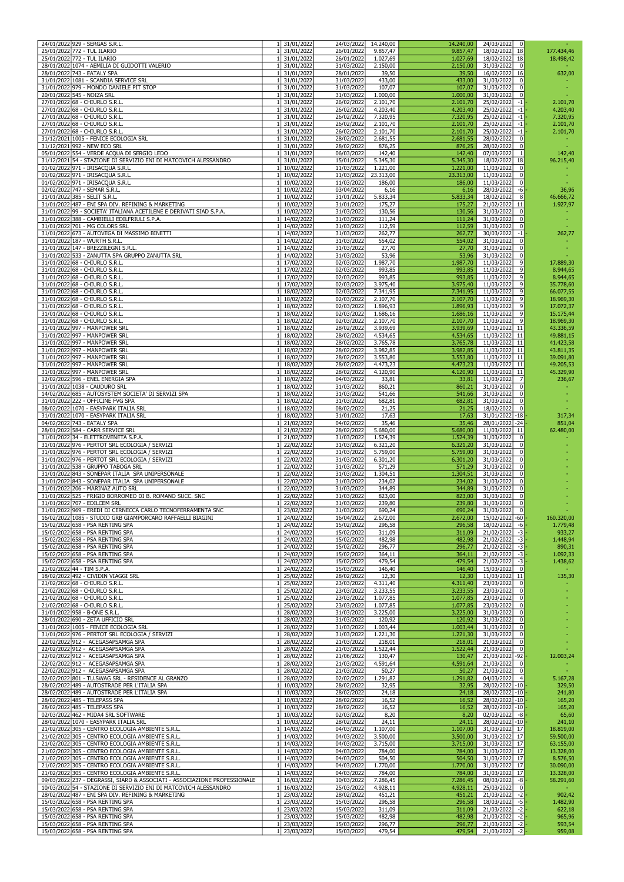| | | | | | | | | | |
|---|---|---|---|---|---|---|---|---|---|
| 24/01/2022 | 929 - SERGAS S.R.L. | 1 | 31/01/2022 | 24/03/2022 | 14.240,00 | 14.240,00 | 24/03/2022 | 0 | - |
| 25/01/2022 | 772 - TUL ILARIO | 1 | 31/01/2022 | 26/01/2022 | 9.857,47 | 9.857,47 | 18/02/2022 | 18 | 177.434,46 |
| 25/01/2022 | 772 - TUL ILARIO | 1 | 31/01/2022 | 26/01/2022 | 1.027,69 | 1.027,69 | 18/02/2022 | 18 | 18.498,42 |
| 28/01/2022 | 1074 - AEMILIA DI GUIDOTTI VALERIO | 1 | 31/01/2022 | 31/03/2022 | 2.150,00 | 2.150,00 | 31/03/2022 | 0 | - |
| 28/01/2022 | 743 - EATALY SPA | 1 | 31/01/2022 | 28/01/2022 | 39,50 | 39,50 | 16/02/2022 | 16 | 632,00 |
| 31/01/2022 | 1081 - SCANDIA SERVICE SRL | 1 | 31/01/2022 | 31/03/2022 | 433,00 | 433,00 | 31/03/2022 | 0 | - |
| 31/01/2022 | 979 - MONDO DANIELE PIT STOP | 1 | 31/01/2022 | 31/03/2022 | 107,07 | 107,07 | 31/03/2022 | 0 | - |
| 20/01/2022 | 545 - NOIZA SRL | 1 | 31/01/2022 | 31/03/2022 | 1.000,00 | 1.000,00 | 31/03/2022 | 0 | - |
| 27/01/2022 | 68 - CHIURLO S.R.L. | 1 | 31/01/2022 | 26/02/2022 | 2.101,70 | 2.101,70 | 25/02/2022 | -1 | - 2.101,70 |
| 27/01/2022 | 68 - CHIURLO S.R.L. | 1 | 31/01/2022 | 26/02/2022 | 4.203,40 | 4.203,40 | 25/02/2022 | -1 | - 4.203,40 |
| 27/01/2022 | 68 - CHIURLO S.R.L. | 1 | 31/01/2022 | 26/02/2022 | 7.320,95 | 7.320,95 | 25/02/2022 | -1 | - 7.320,95 |
| 27/01/2022 | 68 - CHIURLO S.R.L. | 1 | 31/01/2022 | 26/02/2022 | 2.101,70 | 2.101,70 | 25/02/2022 | -1 | - 2.101,70 |
| 27/01/2022 | 68 - CHIURLO S.R.L. | 1 | 31/01/2022 | 26/02/2022 | 2.101,70 | 2.101,70 | 25/02/2022 | -1 | - 2.101,70 |
| 31/12/2021 | 1005 - FENICE ECOLOGIA SRL | 1 | 31/01/2022 | 28/02/2022 | 2.681,55 | 2.681,55 | 28/02/2022 | 0 | - |
| 31/12/2021 | 992 - NEW ECO SRL | 1 | 31/01/2022 | 28/02/2022 | 876,25 | 876,25 | 28/02/2022 | 0 | - |
| 05/01/2022 | 554 - VERDE ACQUA DI SERGIO LEDO | 1 | 31/01/2022 | 06/03/2022 | 142,40 | 142,40 | 07/03/2022 | 1 | 142,40 |
| 31/12/2021 | 54 - STAZIONE DI SERVIZIO ENI DI MATCOVICH ALESSANDRO | 1 | 31/01/2022 | 15/01/2022 | 5.345,30 | 5.345,30 | 18/02/2022 | 18 | 96.215,40 |
| 01/02/2022 | 971 - IRISACQUA S.R.L. | 1 | 10/02/2022 | 11/03/2022 | 1.221,00 | 1.221,00 | 11/03/2022 | 0 | - |
| 01/02/2022 | 971 - IRISACQUA S.R.L. | 1 | 10/02/2022 | 11/03/2022 | 23.313,00 | 23.313,00 | 11/03/2022 | 0 | - |
| 01/02/2022 | 971 - IRISACQUA S.R.L. | 1 | 10/02/2022 | 11/03/2022 | 186,00 | 186,00 | 11/03/2022 | 0 | - |
| 02/02/2022 | 747 - SEMAR S.R.L. | 1 | 10/02/2022 | 03/04/2022 | 6,16 | 6,16 | 28/03/2022 | -6 | - 36,96 |
| 31/01/2022 | 385 - SELIT S.R.L. | 1 | 10/02/2022 | 31/01/2022 | 5.833,34 | 5.833,34 | 18/02/2022 | 8 | 46.666,72 |
| 31/01/2022 | 487 - ENI SPA DIV. REFINING & MARKETING | 1 | 10/02/2022 | 31/01/2022 | 175,27 | 175,27 | 21/02/2022 | 11 | 1.927,97 |
| 31/01/2022 | 99 - SOCIETA' ITALIANA ACETILENE E DERIVATI SIAD S.P.A. | 1 | 10/02/2022 | 31/03/2022 | 130,56 | 130,56 | 31/03/2022 | 0 | - |
| 31/01/2022 | 388 - CAMBIELLI EDILFRIULI S.P.A. | 1 | 14/02/2022 | 31/03/2022 | 111,24 | 111,24 | 31/03/2022 | 0 | - |
| 31/01/2022 | 701 - MG COLORS SRL | 1 | 14/02/2022 | 31/03/2022 | 112,59 | 112,59 | 31/03/2022 | 0 | - |
| 31/01/2022 | 673 - AUTOVEGA DI MASSIMO BINETTI | 1 | 14/02/2022 | 31/03/2022 | 262,77 | 262,77 | 30/03/2022 | -1 | - 262,77 |
| 31/01/2022 | 187 - WURTH S.R.L. | 1 | 14/02/2022 | 31/03/2022 | 554,02 | 554,02 | 31/03/2022 | 0 | - |
| 31/01/2022 | 147 - BREZZILEGNI S.R.L. | 1 | 14/02/2022 | 31/03/2022 | 27,70 | 27,70 | 31/03/2022 | 0 | - |
| 31/01/2022 | 533 - ZANUTTA SPA GRUPPO ZANUTTA SRL | 1 | 14/02/2022 | 31/03/2022 | 53,96 | 53,96 | 31/03/2022 | 0 | - |
| 31/01/2022 | 68 - CHIURLO S.R.L. | 1 | 17/02/2022 | 02/03/2022 | 1.987,70 | 1.987,70 | 11/03/2022 | 9 | 17.889,30 |
| 31/01/2022 | 68 - CHIURLO S.R.L. | 1 | 17/02/2022 | 02/03/2022 | 993,85 | 993,85 | 11/03/2022 | 9 | 8.944,65 |
| 31/01/2022 | 68 - CHIURLO S.R.L. | 1 | 17/02/2022 | 02/03/2022 | 993,85 | 993,85 | 11/03/2022 | 9 | 8.944,65 |
| 31/01/2022 | 68 - CHIURLO S.R.L. | 1 | 17/02/2022 | 02/03/2022 | 3.975,40 | 3.975,40 | 11/03/2022 | 9 | 35.778,60 |
| 31/01/2022 | 68 - CHIURLO S.R.L. | 1 | 18/02/2022 | 02/03/2022 | 7.341,95 | 7.341,95 | 11/03/2022 | 9 | 66.077,55 |
| 31/01/2022 | 68 - CHIURLO S.R.L. | 1 | 18/02/2022 | 02/03/2022 | 2.107,70 | 2.107,70 | 11/03/2022 | 9 | 18.969,30 |
| 31/01/2022 | 68 - CHIURLO S.R.L. | 1 | 18/02/2022 | 02/03/2022 | 1.896,93 | 1.896,93 | 11/03/2022 | 9 | 17.072,37 |
| 31/01/2022 | 68 - CHIURLO S.R.L. | 1 | 18/02/2022 | 02/03/2022 | 1.686,16 | 1.686,16 | 11/03/2022 | 9 | 15.175,44 |
| 31/01/2022 | 68 - CHIURLO S.R.L. | 1 | 18/02/2022 | 02/03/2022 | 2.107,70 | 2.107,70 | 11/03/2022 | 9 | 18.969,30 |
| 31/01/2022 | 997 - MANPOWER SRL | 1 | 18/02/2022 | 28/02/2022 | 3.939,69 | 3.939,69 | 11/03/2022 | 11 | 43.336,59 |
| 31/01/2022 | 997 - MANPOWER SRL | 1 | 18/02/2022 | 28/02/2022 | 4.534,65 | 4.534,65 | 11/03/2022 | 11 | 49.881,15 |
| 31/01/2022 | 997 - MANPOWER SRL | 1 | 18/02/2022 | 28/02/2022 | 3.765,78 | 3.765,78 | 11/03/2022 | 11 | 41.423,58 |
| 31/01/2022 | 997 - MANPOWER SRL | 1 | 18/02/2022 | 28/02/2022 | 3.982,85 | 3.982,85 | 11/03/2022 | 11 | 43.811,35 |
| 31/01/2022 | 997 - MANPOWER SRL | 1 | 18/02/2022 | 28/02/2022 | 3.553,80 | 3.553,80 | 11/03/2022 | 11 | 39.091,80 |
| 31/01/2022 | 997 - MANPOWER SRL | 1 | 18/02/2022 | 28/02/2022 | 4.473,23 | 4.473,23 | 11/03/2022 | 11 | 49.205,53 |
| 31/01/2022 | 997 - MANPOWER SRL | 1 | 18/02/2022 | 28/02/2022 | 4.120,90 | 4.120,90 | 11/03/2022 | 11 | 45.329,90 |
| 12/02/2022 | 596 - ENEL ENERGIA SPA | 1 | 18/02/2022 | 04/03/2022 | 33,81 | 33,81 | 11/03/2022 | 7 | 236,67 |
| 31/01/2022 | 1038 - CAUDURO SRL | 1 | 18/02/2022 | 31/03/2022 | 860,21 | 860,21 | 31/03/2022 | 0 | - |
| 14/02/2022 | 685 - AUTOSYSTEM SOCIETA' DI SERVIZI SPA | 1 | 18/02/2022 | 31/03/2022 | 541,66 | 541,66 | 31/03/2022 | 0 | - |
| 31/01/2022 | 222 - OFFICINE FVG SPA | 1 | 18/02/2022 | 31/03/2022 | 682,81 | 682,81 | 31/03/2022 | 0 | - |
| 08/02/2022 | 1070 - EASYPARK ITALIA SRL | 1 | 18/02/2022 | 08/02/2022 | 21,25 | 21,25 | 18/02/2022 | 0 | - |
| 31/01/2022 | 1070 - EASYPARK ITALIA SRL | 1 | 18/02/2022 | 31/01/2022 | 17,63 | 17,63 | 31/01/2022 | -18 | - 317,34 |
| 04/02/2022 | 743 - EATALY SPA | 1 | 21/02/2022 | 04/02/2022 | 35,46 | 35,46 | 28/01/2022 | -24 | - 851,04 |
| 28/01/2022 | 584 - CARR SERVICE SRL | 1 | 21/02/2022 | 28/02/2022 | 5.680,00 | 5.680,00 | 11/03/2022 | 11 | 62.480,00 |
| 31/01/2022 | 34 - ELETTROVENETA S.P.A. | 1 | 21/02/2022 | 31/03/2022 | 1.524,39 | 1.524,39 | 31/03/2022 | 0 | - |
| 31/01/2022 | 976 - PERTOT SRL ECOLOGIA / SERVIZI | 1 | 22/02/2022 | 31/03/2022 | 6.321,20 | 6.321,20 | 31/03/2022 | 0 | - |
| 31/01/2022 | 976 - PERTOT SRL ECOLOGIA / SERVIZI | 1 | 22/02/2022 | 31/03/2022 | 5.759,00 | 5.759,00 | 31/03/2022 | 0 | - |
| 31/01/2022 | 976 - PERTOT SRL ECOLOGIA / SERVIZI | 1 | 22/02/2022 | 31/03/2022 | 6.301,20 | 6.301,20 | 31/03/2022 | 0 | - |
| 31/01/2022 | 538 - GRUPPO TABOGA SRL | 1 | 22/02/2022 | 31/03/2022 | 571,29 | 571,29 | 31/03/2022 | 0 | - |
| 31/01/2022 | 843 - SONEPAR ITALIA SPA UNIPERSONALE | 1 | 22/02/2022 | 31/03/2022 | 1.304,51 | 1.304,51 | 31/03/2022 | 0 | - |
| 31/01/2022 | 843 - SONEPAR ITALIA SPA UNIPERSONALE | 1 | 22/02/2022 | 31/03/2022 | 234,02 | 234,02 | 31/03/2022 | 0 | - |
| 31/01/2022 | 206 - MARINAZ AUTO SRL | 1 | 22/02/2022 | 31/03/2022 | 344,89 | 344,89 | 31/03/2022 | 0 | - |
| 31/01/2022 | 525 - FRIGID BORROMEO DI B. ROMANO SUCC. SNC | 1 | 22/02/2022 | 31/03/2022 | 823,00 | 823,00 | 31/03/2022 | 0 | - |
| 31/01/2022 | 707 - EDILCEM SRL | 1 | 22/02/2022 | 31/03/2022 | 239,80 | 239,80 | 31/03/2022 | 0 | - |
| 31/01/2022 | 969 - EREDI DI CERNECCA CARLO TECNOFERRAMENTA SNC | 1 | 23/02/2022 | 31/03/2022 | 690,24 | 690,24 | 31/03/2022 | 0 | - |
| 16/02/2022 | 1085 - STUDIO GRB GIAMPORCARO RAFFAELLI BIAGINI | 1 | 24/02/2022 | 16/04/2022 | 2.672,00 | 2.672,00 | 15/02/2022 | -60 | - 160.320,00 |
| 15/02/2022 | 658 - PSA RENTING SPA | 1 | 24/02/2022 | 15/02/2022 | 296,58 | 296,58 | 18/02/2022 | -6 | - 1.779,48 |
| 15/02/2022 | 658 - PSA RENTING SPA | 1 | 24/02/2022 | 15/02/2022 | 311,09 | 311,09 | 21/02/2022 | -3 | - 933,27 |
| 15/02/2022 | 658 - PSA RENTING SPA | 1 | 24/02/2022 | 15/02/2022 | 482,98 | 482,98 | 21/02/2022 | -3 | - 1.448,94 |
| 15/02/2022 | 658 - PSA RENTING SPA | 1 | 24/02/2022 | 15/02/2022 | 296,77 | 296,77 | 21/02/2022 | -3 | - 890,31 |
| 15/02/2022 | 658 - PSA RENTING SPA | 1 | 24/02/2022 | 15/02/2022 | 364,11 | 364,11 | 21/02/2022 | -3 | - 1.092,33 |
| 15/02/2022 | 658 - PSA RENTING SPA | 1 | 24/02/2022 | 15/02/2022 | 479,54 | 479,54 | 21/02/2022 | -3 | - 1.438,62 |
| 21/02/2022 | 44 - TIM S.P.A. | 1 | 24/02/2022 | 15/03/2022 | 146,40 | 146,40 | 15/03/2022 | 0 | - |
| 18/02/2022 | 492 - CIVIDIN VIAGGI SRL | 1 | 25/02/2022 | 28/02/2022 | 12,30 | 12,30 | 11/03/2022 | 11 | 135,30 |
| 21/02/2022 | 68 - CHIURLO S.R.L. | 1 | 25/02/2022 | 23/03/2022 | 4.311,40 | 4.311,40 | 23/03/2022 | 0 | - |
| 21/02/2022 | 68 - CHIURLO S.R.L. | 1 | 25/02/2022 | 23/03/2022 | 3.233,55 | 3.233,55 | 23/03/2022 | 0 | - |
| 21/02/2022 | 68 - CHIURLO S.R.L. | 1 | 25/02/2022 | 23/03/2022 | 1.077,85 | 1.077,85 | 23/03/2022 | 0 | - |
| 21/02/2022 | 68 - CHIURLO S.R.L. | 1 | 25/02/2022 | 23/03/2022 | 1.077,85 | 1.077,85 | 23/03/2022 | 0 | - |
| 31/01/2022 | 958 - B-ONE S.R.L. | 1 | 28/02/2022 | 31/03/2022 | 3.225,00 | 3.225,00 | 31/03/2022 | 0 | - |
| 28/01/2022 | 690 - ZETA UFFICIO SRL | 1 | 28/02/2022 | 31/03/2022 | 120,92 | 120,92 | 31/03/2022 | 0 | - |
| 31/01/2022 | 1005 - FENICE ECOLOGIA SRL | 1 | 28/02/2022 | 31/03/2022 | 1.003,44 | 1.003,44 | 31/03/2022 | 0 | - |
| 31/01/2022 | 976 - PERTOT SRL ECOLOGIA / SERVIZI | 1 | 28/02/2022 | 31/03/2022 | 1.221,30 | 1.221,30 | 31/03/2022 | 0 | - |
| 22/02/2022 | 912 - ACEGASAPSAMGA SPA | 1 | 28/02/2022 | 21/03/2022 | 218,01 | 218,01 | 21/03/2022 | 0 | - |
| 22/02/2022 | 912 - ACEGASAPSAMGA SPA | 1 | 28/02/2022 | 21/03/2022 | 1.522,44 | 1.522,44 | 21/03/2022 | 0 | - |
| 22/02/2022 | 912 - ACEGASAPSAMGA SPA | 1 | 28/02/2022 | 21/06/2022 | 130,47 | 130,47 | 21/03/2022 | -92 | - 12.003,24 |
| 22/02/2022 | 912 - ACEGASAPSAMGA SPA | 1 | 28/02/2022 | 21/03/2022 | 4.591,64 | 4.591,64 | 21/03/2022 | 0 | - |
| 22/02/2022 | 912 - ACEGASAPSAMGA SPA | 1 | 28/02/2022 | 21/03/2022 | 50,27 | 50,27 | 21/03/2022 | 0 | - |
| 02/02/2022 | 801 - TU.SWAG SRL - RESIDENCE AL GRANZO | 1 | 28/02/2022 | 02/02/2022 | 1.291,82 | 1.291,82 | 04/03/2022 | 4 | 5.167,28 |
| 28/02/2022 | 489 - AUTOSTRADE PER L'ITALIA SPA | 1 | 10/03/2022 | 28/02/2022 | 32,95 | 32,95 | 28/02/2022 | -10 | - 329,50 |
| 28/02/2022 | 489 - AUTOSTRADE PER L'ITALIA SPA | 1 | 10/03/2022 | 28/02/2022 | 24,18 | 24,18 | 28/02/2022 | -10 | - 241,80 |
| 28/02/2022 | 485 - TELEPASS SPA | 1 | 10/03/2022 | 28/02/2022 | 16,52 | 16,52 | 28/02/2022 | -10 | - 165,20 |
| 28/02/2022 | 485 - TELEPASS SPA | 1 | 10/03/2022 | 28/02/2022 | 16,52 | 16,52 | 28/02/2022 | -10 | - 165,20 |
| 02/03/2022 | 462 - MIDA4 SRL SOFTWARE | 1 | 10/03/2022 | 02/03/2022 | 8,20 | 8,20 | 02/03/2022 | -8 | - 65,60 |
| 28/02/2022 | 1070 - EASYPARK ITALIA SRL | 1 | 10/03/2022 | 28/02/2022 | 24,11 | 24,11 | 28/02/2022 | -10 | - 241,10 |
| 21/02/2022 | 305 - CENTRO ECOLOGIA AMBIENTE S.R.L. | 1 | 14/03/2022 | 04/03/2022 | 1.107,00 | 1.107,00 | 31/03/2022 | 17 | 18.819,00 |
| 21/02/2022 | 305 - CENTRO ECOLOGIA AMBIENTE S.R.L. | 1 | 14/03/2022 | 04/03/2022 | 3.500,00 | 3.500,00 | 31/03/2022 | 17 | 59.500,00 |
| 21/02/2022 | 305 - CENTRO ECOLOGIA AMBIENTE S.R.L. | 1 | 14/03/2022 | 04/03/2022 | 3.715,00 | 3.715,00 | 31/03/2022 | 17 | 63.155,00 |
| 21/02/2022 | 305 - CENTRO ECOLOGIA AMBIENTE S.R.L. | 1 | 14/03/2022 | 04/03/2022 | 784,00 | 784,00 | 31/03/2022 | 17 | 13.328,00 |
| 21/02/2022 | 305 - CENTRO ECOLOGIA AMBIENTE S.R.L. | 1 | 14/03/2022 | 04/03/2022 | 504,50 | 504,50 | 31/03/2022 | 17 | 8.576,50 |
| 21/02/2022 | 305 - CENTRO ECOLOGIA AMBIENTE S.R.L. | 1 | 14/03/2022 | 04/03/2022 | 1.770,00 | 1.770,00 | 31/03/2022 | 17 | 30.090,00 |
| 21/02/2022 | 305 - CENTRO ECOLOGIA AMBIENTE S.R.L. | 1 | 14/03/2022 | 04/03/2022 | 784,00 | 784,00 | 31/03/2022 | 17 | 13.328,00 |
| 09/03/2022 | 237 - DEGRASSI, SIARD & ASSOCIATI - ASSOCIAZIONE PROFESSIONALE | 1 | 16/03/2022 | 10/03/2022 | 7.286,45 | 7.286,45 | 08/03/2022 | -8 | - 58.291,60 |
| 10/03/2022 | 54 - STAZIONE DI SERVIZIO ENI DI MATCOVICH ALESSANDRO | 1 | 16/03/2022 | 25/03/2022 | 4.928,11 | 4.928,11 | 25/03/2022 | 0 | - |
| 28/02/2022 | 487 - ENI SPA DIV. REFINING & MARKETING | 1 | 23/03/2022 | 28/02/2022 | 451,21 | 451,21 | 21/03/2022 | -2 | - 902,42 |
| 15/03/2022 | 658 - PSA RENTING SPA | 1 | 23/03/2022 | 15/03/2022 | 296,58 | 296,58 | 18/03/2022 | -5 | - 1.482,90 |
| 15/03/2022 | 658 - PSA RENTING SPA | 1 | 23/03/2022 | 15/03/2022 | 311,09 | 311,09 | 21/03/2022 | -2 | - 622,18 |
| 15/03/2022 | 658 - PSA RENTING SPA | 1 | 23/03/2022 | 15/03/2022 | 482,98 | 482,98 | 21/03/2022 | -2 | - 965,96 |
| 15/03/2022 | 658 - PSA RENTING SPA | 1 | 23/03/2022 | 15/03/2022 | 296,77 | 296,77 | 21/03/2022 | -2 | - 593,54 |
| 15/03/2022 | 658 - PSA RENTING SPA | 1 | 23/03/2022 | 15/03/2022 | 479,54 | 479,54 | 21/03/2022 | -2 | - 959,08 |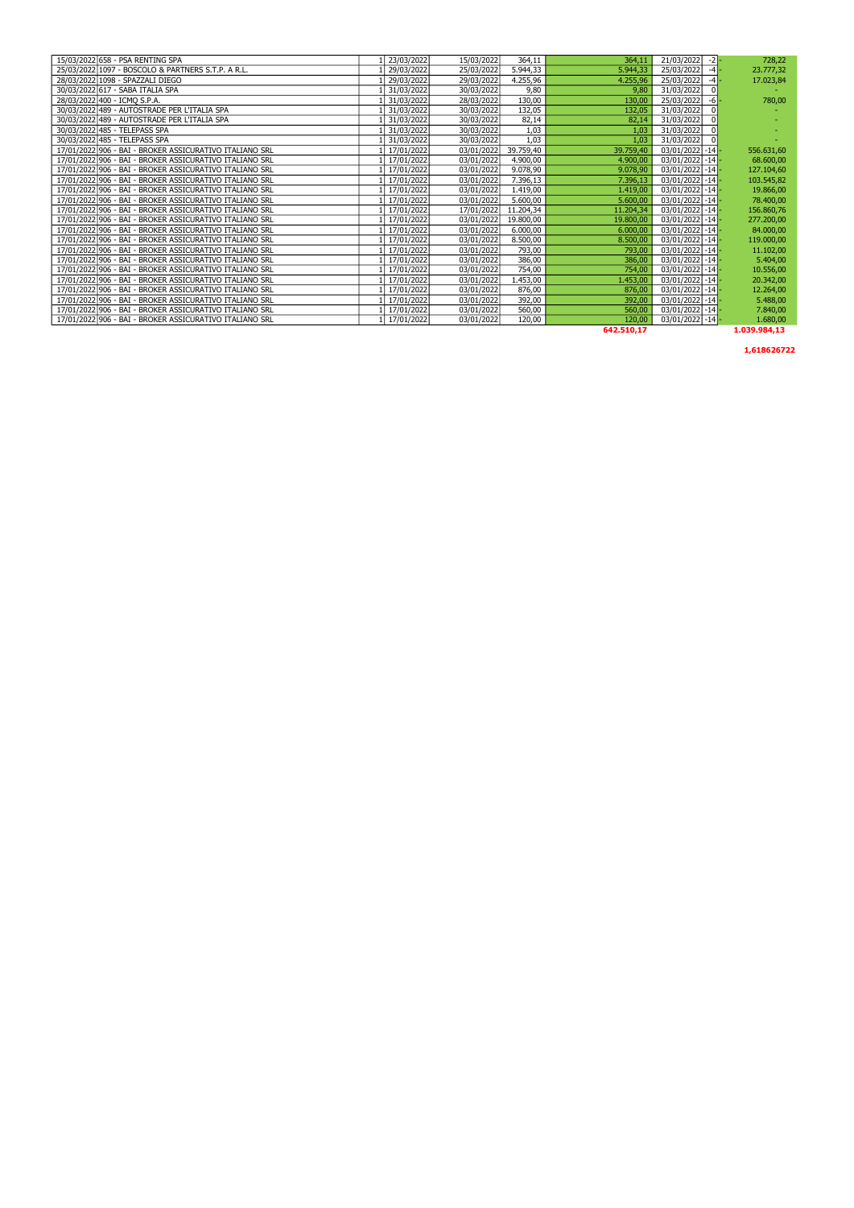| | | | | | | | | | | |
|---|---|---|---|---|---|---|---|---|---|---|
| 15/03/2022 | 658 - PSA RENTING SPA | 1 | 23/03/2022 | 15/03/2022 | 364,11 | 364,11 | 21/03/2022 | -2 | - | 728,22 |
| 25/03/2022 | 1097 - BOSCOLO & PARTNERS S.T.P. A R.L. | 1 | 29/03/2022 | 25/03/2022 | 5.944,33 | 5.944,33 | 25/03/2022 | -4 | - | 23.777,32 |
| 28/03/2022 | 1098 - SPAZZALI DIEGO | 1 | 29/03/2022 | 29/03/2022 | 4.255,96 | 4.255,96 | 25/03/2022 | -4 | - | 17.023,84 |
| 30/03/2022 | 617 - SABA ITALIA SPA | 1 | 31/03/2022 | 30/03/2022 | 9,80 | 9,80 | 31/03/2022 | 0 | | - |
| 28/03/2022 | 400 - ICMQ S.P.A. | 1 | 31/03/2022 | 28/03/2022 | 130,00 | 130,00 | 25/03/2022 | -6 | - | 780,00 |
| 30/03/2022 | 489 - AUTOSTRADE PER L'ITALIA SPA | 1 | 31/03/2022 | 30/03/2022 | 132,05 | 132,05 | 31/03/2022 | 0 | | - |
| 30/03/2022 | 489 - AUTOSTRADE PER L'ITALIA SPA | 1 | 31/03/2022 | 30/03/2022 | 82,14 | 82,14 | 31/03/2022 | 0 | | - |
| 30/03/2022 | 485 - TELEPASS SPA | 1 | 31/03/2022 | 30/03/2022 | 1,03 | 1,03 | 31/03/2022 | 0 | | - |
| 30/03/2022 | 485 - TELEPASS SPA | 1 | 31/03/2022 | 30/03/2022 | 1,03 | 1,03 | 31/03/2022 | 0 | | - |
| 17/01/2022 | 906 - BAI - BROKER ASSICURATIVO ITALIANO SRL | 1 | 17/01/2022 | 03/01/2022 | 39.759,40 | 39.759,40 | 03/01/2022 | -14 | - | 556.631,60 |
| 17/01/2022 | 906 - BAI - BROKER ASSICURATIVO ITALIANO SRL | 1 | 17/01/2022 | 03/01/2022 | 4.900,00 | 4.900,00 | 03/01/2022 | -14 | - | 68.600,00 |
| 17/01/2022 | 906 - BAI - BROKER ASSICURATIVO ITALIANO SRL | 1 | 17/01/2022 | 03/01/2022 | 9.078,90 | 9.078,90 | 03/01/2022 | -14 | - | 127.104,60 |
| 17/01/2022 | 906 - BAI - BROKER ASSICURATIVO ITALIANO SRL | 1 | 17/01/2022 | 03/01/2022 | 7.396,13 | 7.396,13 | 03/01/2022 | -14 | - | 103.545,82 |
| 17/01/2022 | 906 - BAI - BROKER ASSICURATIVO ITALIANO SRL | 1 | 17/01/2022 | 03/01/2022 | 1.419,00 | 1.419,00 | 03/01/2022 | -14 | - | 19.866,00 |
| 17/01/2022 | 906 - BAI - BROKER ASSICURATIVO ITALIANO SRL | 1 | 17/01/2022 | 03/01/2022 | 5.600,00 | 5.600,00 | 03/01/2022 | -14 | - | 78.400,00 |
| 17/01/2022 | 906 - BAI - BROKER ASSICURATIVO ITALIANO SRL | 1 | 17/01/2022 | 17/01/2022 | 11.204,34 | 11.204,34 | 03/01/2022 | -14 | - | 156.860,76 |
| 17/01/2022 | 906 - BAI - BROKER ASSICURATIVO ITALIANO SRL | 1 | 17/01/2022 | 03/01/2022 | 19.800,00 | 19.800,00 | 03/01/2022 | -14 | - | 277.200,00 |
| 17/01/2022 | 906 - BAI - BROKER ASSICURATIVO ITALIANO SRL | 1 | 17/01/2022 | 03/01/2022 | 6.000,00 | 6.000,00 | 03/01/2022 | -14 | - | 84.000,00 |
| 17/01/2022 | 906 - BAI - BROKER ASSICURATIVO ITALIANO SRL | 1 | 17/01/2022 | 03/01/2022 | 8.500,00 | 8.500,00 | 03/01/2022 | -14 | - | 119.000,00 |
| 17/01/2022 | 906 - BAI - BROKER ASSICURATIVO ITALIANO SRL | 1 | 17/01/2022 | 03/01/2022 | 793,00 | 793,00 | 03/01/2022 | -14 | - | 11.102,00 |
| 17/01/2022 | 906 - BAI - BROKER ASSICURATIVO ITALIANO SRL | 1 | 17/01/2022 | 03/01/2022 | 386,00 | 386,00 | 03/01/2022 | -14 | - | 5.404,00 |
| 17/01/2022 | 906 - BAI - BROKER ASSICURATIVO ITALIANO SRL | 1 | 17/01/2022 | 03/01/2022 | 754,00 | 754,00 | 03/01/2022 | -14 | - | 10.556,00 |
| 17/01/2022 | 906 - BAI - BROKER ASSICURATIVO ITALIANO SRL | 1 | 17/01/2022 | 03/01/2022 | 1.453,00 | 1.453,00 | 03/01/2022 | -14 | - | 20.342,00 |
| 17/01/2022 | 906 - BAI - BROKER ASSICURATIVO ITALIANO SRL | 1 | 17/01/2022 | 03/01/2022 | 876,00 | 876,00 | 03/01/2022 | -14 | - | 12.264,00 |
| 17/01/2022 | 906 - BAI - BROKER ASSICURATIVO ITALIANO SRL | 1 | 17/01/2022 | 03/01/2022 | 392,00 | 392,00 | 03/01/2022 | -14 | - | 5.488,00 |
| 17/01/2022 | 906 - BAI - BROKER ASSICURATIVO ITALIANO SRL | 1 | 17/01/2022 | 03/01/2022 | 560,00 | 560,00 | 03/01/2022 | -14 | - | 7.840,00 |
| 17/01/2022 | 906 - BAI - BROKER ASSICURATIVO ITALIANO SRL | 1 | 17/01/2022 | 03/01/2022 | 120,00 | 120,00 | 03/01/2022 | -14 | - | 1.680,00 |
| | | | | | | **642.510,17** | | | | **1.039.984,13** |
| | | | | | | | | | | **1,618626722** |